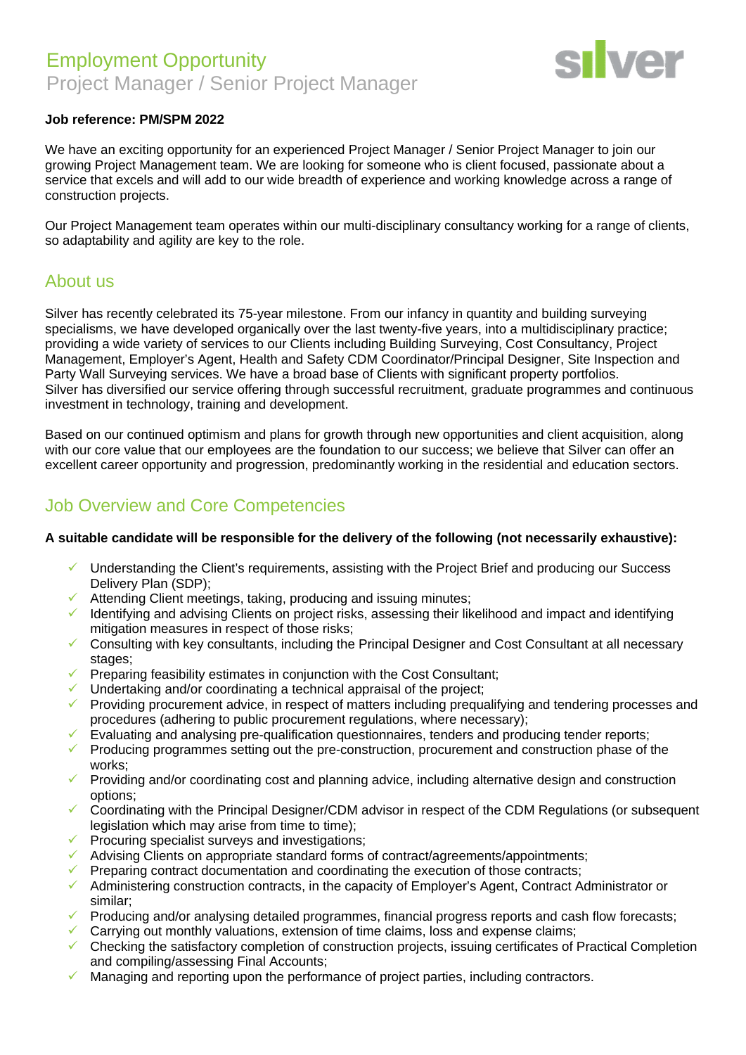# Employment Opportunity

## Project Manager / Senior Project Manager

silver

**Job reference: PM/SPM 2022**

We have an exciting opportunity for an experienced Project Manager / Senior Project Manager to join our growing Project Management team. We are looking for someone who is client focused, passionate about a service that excels and will add to our wide breadth of experience and working knowledge across a range of construction projects.

Our Project Management team operates within our multi-disciplinary consultancy working for a range of clients, so adaptability and agility are key to the role.

## About us

Silver has recently celebrated its 75-year milestone. From our infancy in quantity and building surveying specialisms, we have developed organically over the last twenty-five years, into a multidisciplinary practice; providing a wide variety of services to our Clients including Building Surveying, Cost Consultancy, Project Management, Employer's Agent, Health and Safety CDM Coordinator/Principal Designer, Site Inspection and Party Wall Surveying services. We have a broad base of Clients with significant property portfolios.
Silver has diversified our service offering through successful recruitment, graduate programmes and continuous investment in technology, training and development.

Based on our continued optimism and plans for growth through new opportunities and client acquisition, along with our core value that our employees are the foundation to our success; we believe that Silver can offer an excellent career opportunity and progression, predominantly working in the residential and education sectors.

## Job Overview and Core Competencies

**A suitable candidate will be responsible for the delivery of the following (not necessarily exhaustive):**

- ✓ Understanding the Client's requirements, assisting with the Project Brief and producing our Success Delivery Plan (SDP);
- ✓ Attending Client meetings, taking, producing and issuing minutes;
- ✓ Identifying and advising Clients on project risks, assessing their likelihood and impact and identifying mitigation measures in respect of those risks;
- ✓ Consulting with key consultants, including the Principal Designer and Cost Consultant at all necessary stages;
- ✓ Preparing feasibility estimates in conjunction with the Cost Consultant;
- ✓ Undertaking and/or coordinating a technical appraisal of the project;
- ✓ Providing procurement advice, in respect of matters including prequalifying and tendering processes and procedures (adhering to public procurement regulations, where necessary);
- ✓ Evaluating and analysing pre-qualification questionnaires, tenders and producing tender reports;
- ✓ Producing programmes setting out the pre-construction, procurement and construction phase of the works;
- ✓ Providing and/or coordinating cost and planning advice, including alternative design and construction options;
- ✓ Coordinating with the Principal Designer/CDM advisor in respect of the CDM Regulations (or subsequent legislation which may arise from time to time);
- ✓ Procuring specialist surveys and investigations;
- ✓ Advising Clients on appropriate standard forms of contract/agreements/appointments;
- ✓ Preparing contract documentation and coordinating the execution of those contracts;
- ✓ Administering construction contracts, in the capacity of Employer's Agent, Contract Administrator or similar;
- ✓ Producing and/or analysing detailed programmes, financial progress reports and cash flow forecasts;
- ✓ Carrying out monthly valuations, extension of time claims, loss and expense claims;
- ✓ Checking the satisfactory completion of construction projects, issuing certificates of Practical Completion and compiling/assessing Final Accounts;
- ✓ Managing and reporting upon the performance of project parties, including contractors.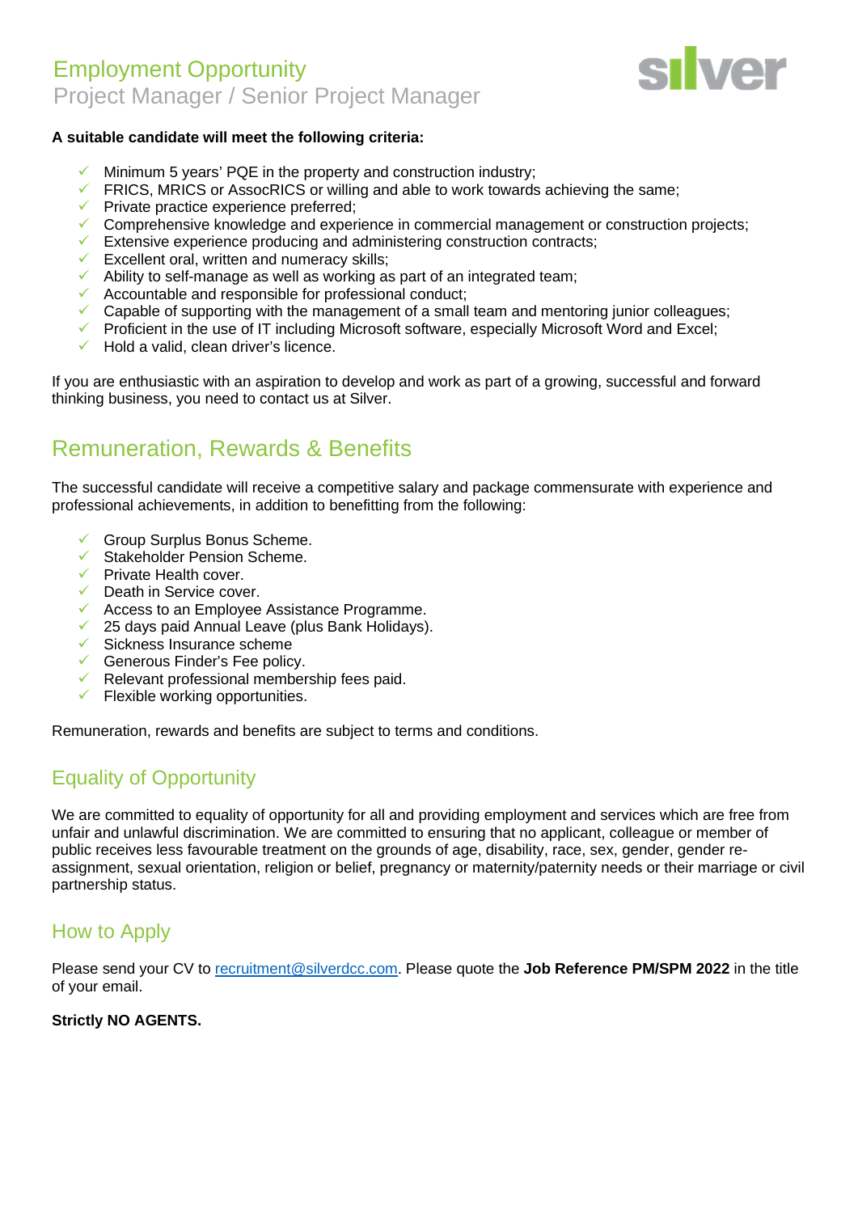## Employment Opportunity

### Project Manager / Senior Project Manager

**A suitable candidate will meet the following criteria:**

- Minimum 5 years' PQE in the property and construction industry;
- FRICS, MRICS or AssocRICS or willing and able to work towards achieving the same;
- Private practice experience preferred;
- Comprehensive knowledge and experience in commercial management or construction projects;
- Extensive experience producing and administering construction contracts;
- Excellent oral, written and numeracy skills;
- Ability to self-manage as well as working as part of an integrated team;
- Accountable and responsible for professional conduct;
- Capable of supporting with the management of a small team and mentoring junior colleagues;
- Proficient in the use of IT including Microsoft software, especially Microsoft Word and Excel;
- Hold a valid, clean driver's licence.

If you are enthusiastic with an aspiration to develop and work as part of a growing, successful and forward thinking business, you need to contact us at Silver.

## Remuneration, Rewards & Benefits

The successful candidate will receive a competitive salary and package commensurate with experience and professional achievements, in addition to benefitting from the following:

- Group Surplus Bonus Scheme.
- Stakeholder Pension Scheme.
- Private Health cover.
- Death in Service cover.
- Access to an Employee Assistance Programme.
- 25 days paid Annual Leave (plus Bank Holidays).
- Sickness Insurance scheme
- Generous Finder's Fee policy.
- Relevant professional membership fees paid.
- Flexible working opportunities.

Remuneration, rewards and benefits are subject to terms and conditions.

## Equality of Opportunity

We are committed to equality of opportunity for all and providing employment and services which are free from unfair and unlawful discrimination. We are committed to ensuring that no applicant, colleague or member of public receives less favourable treatment on the grounds of age, disability, race, sex, gender, gender re-assignment, sexual orientation, religion or belief, pregnancy or maternity/paternity needs or their marriage or civil partnership status.

## How to Apply

Please send your CV to recruitment@silverdcc.com. Please quote the **Job Reference PM/SPM 2022** in the title of your email.

**Strictly NO AGENTS.**